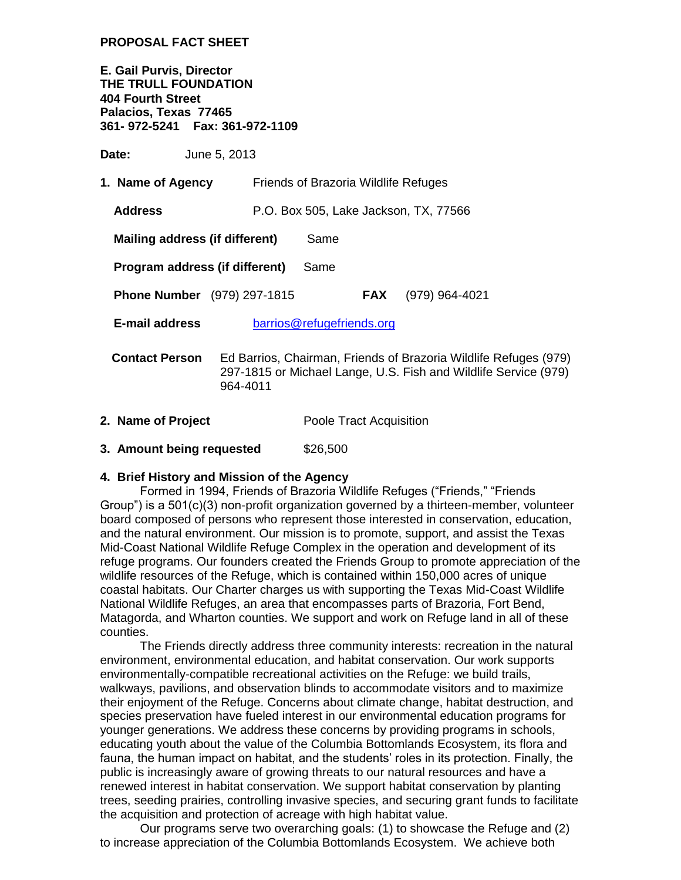**PROPOSAL FACT SHEET**

**E. Gail Purvis, Director**
**THE TRULL FOUNDATION**
**404 Fourth Street**
**Palacios, Texas 77465**
**361- 972-5241 Fax: 361-972-1109**

**Date:** June 5, 2013

1. **Name of Agency** Friends of Brazoria Wildlife Refuges

   **Address** P.O. Box 505, Lake Jackson, TX, 77566

   **Mailing address (if different)** Same

   **Program address (if different)** Same

   **Phone Number** (979) 297-1815 **FAX** (979) 964-4021

   **E-mail address** barrios@refugefriends.org

   **Contact Person** Ed Barrios, Chairman, Friends of Brazoria Wildlife Refuges (979) 297-1815 or Michael Lange, U.S. Fish and Wildlife Service (979) 964-4011

2. **Name of Project** Poole Tract Acquisition

3. **Amount being requested** $26,500

4. **Brief History and Mission of the Agency**

Formed in 1994, Friends of Brazoria Wildlife Refuges ("Friends," "Friends Group") is a 501(c)(3) non-profit organization governed by a thirteen-member, volunteer board composed of persons who represent those interested in conservation, education, and the natural environment. Our mission is to promote, support, and assist the Texas Mid-Coast National Wildlife Refuge Complex in the operation and development of its refuge programs. Our founders created the Friends Group to promote appreciation of the wildlife resources of the Refuge, which is contained within 150,000 acres of unique coastal habitats. Our Charter charges us with supporting the Texas Mid-Coast Wildlife National Wildlife Refuges, an area that encompasses parts of Brazoria, Fort Bend, Matagorda, and Wharton counties. We support and work on Refuge land in all of these counties.

The Friends directly address three community interests: recreation in the natural environment, environmental education, and habitat conservation. Our work supports environmentally-compatible recreational activities on the Refuge: we build trails, walkways, pavilions, and observation blinds to accommodate visitors and to maximize their enjoyment of the Refuge. Concerns about climate change, habitat destruction, and species preservation have fueled interest in our environmental education programs for younger generations. We address these concerns by providing programs in schools, educating youth about the value of the Columbia Bottomlands Ecosystem, its flora and fauna, the human impact on habitat, and the students' roles in its protection. Finally, the public is increasingly aware of growing threats to our natural resources and have a renewed interest in habitat conservation. We support habitat conservation by planting trees, seeding prairies, controlling invasive species, and securing grant funds to facilitate the acquisition and protection of acreage with high habitat value.

Our programs serve two overarching goals: (1) to showcase the Refuge and (2) to increase appreciation of the Columbia Bottomlands Ecosystem. We achieve both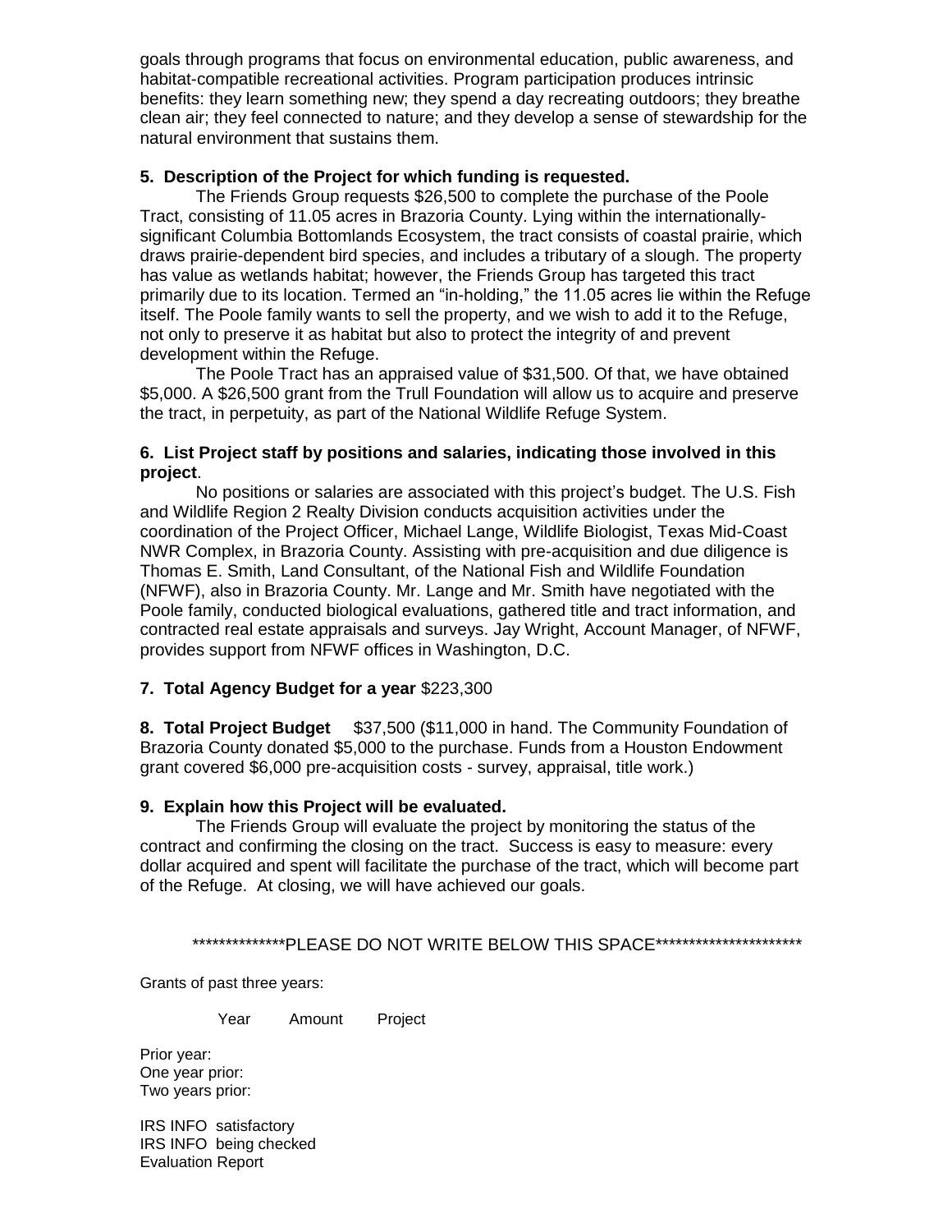goals through programs that focus on environmental education, public awareness, and habitat-compatible recreational activities. Program participation produces intrinsic benefits: they learn something new; they spend a day recreating outdoors; they breathe clean air; they feel connected to nature; and they develop a sense of stewardship for the natural environment that sustains them.

**5. Description of the Project for which funding is requested.**

The Friends Group requests $26,500 to complete the purchase of the Poole Tract, consisting of 11.05 acres in Brazoria County. Lying within the internationally-significant Columbia Bottomlands Ecosystem, the tract consists of coastal prairie, which draws prairie-dependent bird species, and includes a tributary of a slough. The property has value as wetlands habitat; however, the Friends Group has targeted this tract primarily due to its location. Termed an "in-holding," the 11.05 acres lie within the Refuge itself. The Poole family wants to sell the property, and we wish to add it to the Refuge, not only to preserve it as habitat but also to protect the integrity of and prevent development within the Refuge.

The Poole Tract has an appraised value of $31,500. Of that, we have obtained $5,000. A $26,500 grant from the Trull Foundation will allow us to acquire and preserve the tract, in perpetuity, as part of the National Wildlife Refuge System.

**6. List Project staff by positions and salaries, indicating those involved in this project**.

No positions or salaries are associated with this project's budget. The U.S. Fish and Wildlife Region 2 Realty Division conducts acquisition activities under the coordination of the Project Officer, Michael Lange, Wildlife Biologist, Texas Mid-Coast NWR Complex, in Brazoria County. Assisting with pre-acquisition and due diligence is Thomas E. Smith, Land Consultant, of the National Fish and Wildlife Foundation (NFWF), also in Brazoria County. Mr. Lange and Mr. Smith have negotiated with the Poole family, conducted biological evaluations, gathered title and tract information, and contracted real estate appraisals and surveys. Jay Wright, Account Manager, of NFWF, provides support from NFWF offices in Washington, D.C.

**7. Total Agency Budget for a year** $223,300

**8. Total Project Budget** $37,500 ($11,000 in hand. The Community Foundation of Brazoria County donated $5,000 to the purchase. Funds from a Houston Endowment grant covered $6,000 pre-acquisition costs - survey, appraisal, title work.)

**9. Explain how this Project will be evaluated.**

The Friends Group will evaluate the project by monitoring the status of the contract and confirming the closing on the tract. Success is easy to measure: every dollar acquired and spent will facilitate the purchase of the tract, which will become part of the Refuge. At closing, we will have achieved our goals.

**************PLEASE DO NOT WRITE BELOW THIS SPACE**********************

Grants of past three years:

| | Year | Amount | Project |
|---|---|---|---|
| Prior year: | | | |
| One year prior: | | | |
| Two years prior: | | | |

IRS INFO satisfactory
IRS INFO being checked
Evaluation Report